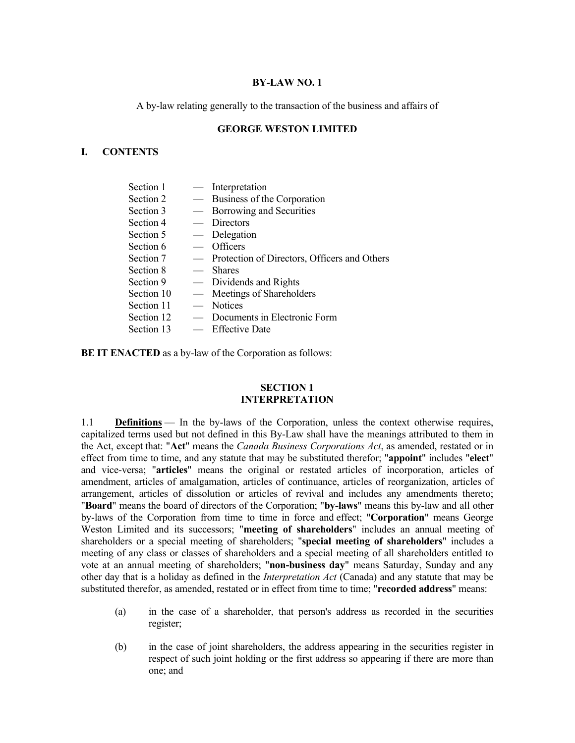**BY-LAW NO. 1**

A by-law relating generally to the transaction of the business and affairs of

**GEORGE WESTON LIMITED**

## I. CONTENTS

| | | |
|---|---|---|
| Section 1 | — | Interpretation |
| Section 2 | — | Business of the Corporation |
| Section 3 | — | Borrowing and Securities |
| Section 4 | — | Directors |
| Section 5 | — | Delegation |
| Section 6 | — | Officers |
| Section 7 | — | Protection of Directors, Officers and Others |
| Section 8 | — | Shares |
| Section 9 | — | Dividends and Rights |
| Section 10 | — | Meetings of Shareholders |
| Section 11 | — | Notices |
| Section 12 | — | Documents in Electronic Form |
| Section 13 | — | Effective Date |

**BE IT ENACTED** as a by-law of the Corporation as follows:

## SECTION 1
## INTERPRETATION

1.1 **Definitions** — In the by-laws of the Corporation, unless the context otherwise requires, capitalized terms used but not defined in this By-Law shall have the meanings attributed to them in the Act, except that: "**Act**" means the *Canada Business Corporations Act*, as amended, restated or in effect from time to time, and any statute that may be substituted therefor; "**appoint**" includes "**elect**" and vice-versa; "**articles**" means the original or restated articles of incorporation, articles of amendment, articles of amalgamation, articles of continuance, articles of reorganization, articles of arrangement, articles of dissolution or articles of revival and includes any amendments thereto; "**Board**" means the board of directors of the Corporation; "**by-laws**" means this by-law and all other by-laws of the Corporation from time to time in force and effect; "**Corporation**" means George Weston Limited and its successors; "**meeting of shareholders**" includes an annual meeting of shareholders or a special meeting of shareholders; "**special meeting of shareholders**" includes a meeting of any class or classes of shareholders and a special meeting of all shareholders entitled to vote at an annual meeting of shareholders; "**non-business day**" means Saturday, Sunday and any other day that is a holiday as defined in the *Interpretation Act* (Canada) and any statute that may be substituted therefor, as amended, restated or in effect from time to time; "**recorded address**" means:

(a) in the case of a shareholder, that person's address as recorded in the securities register;

(b) in the case of joint shareholders, the address appearing in the securities register in respect of such joint holding or the first address so appearing if there are more than one; and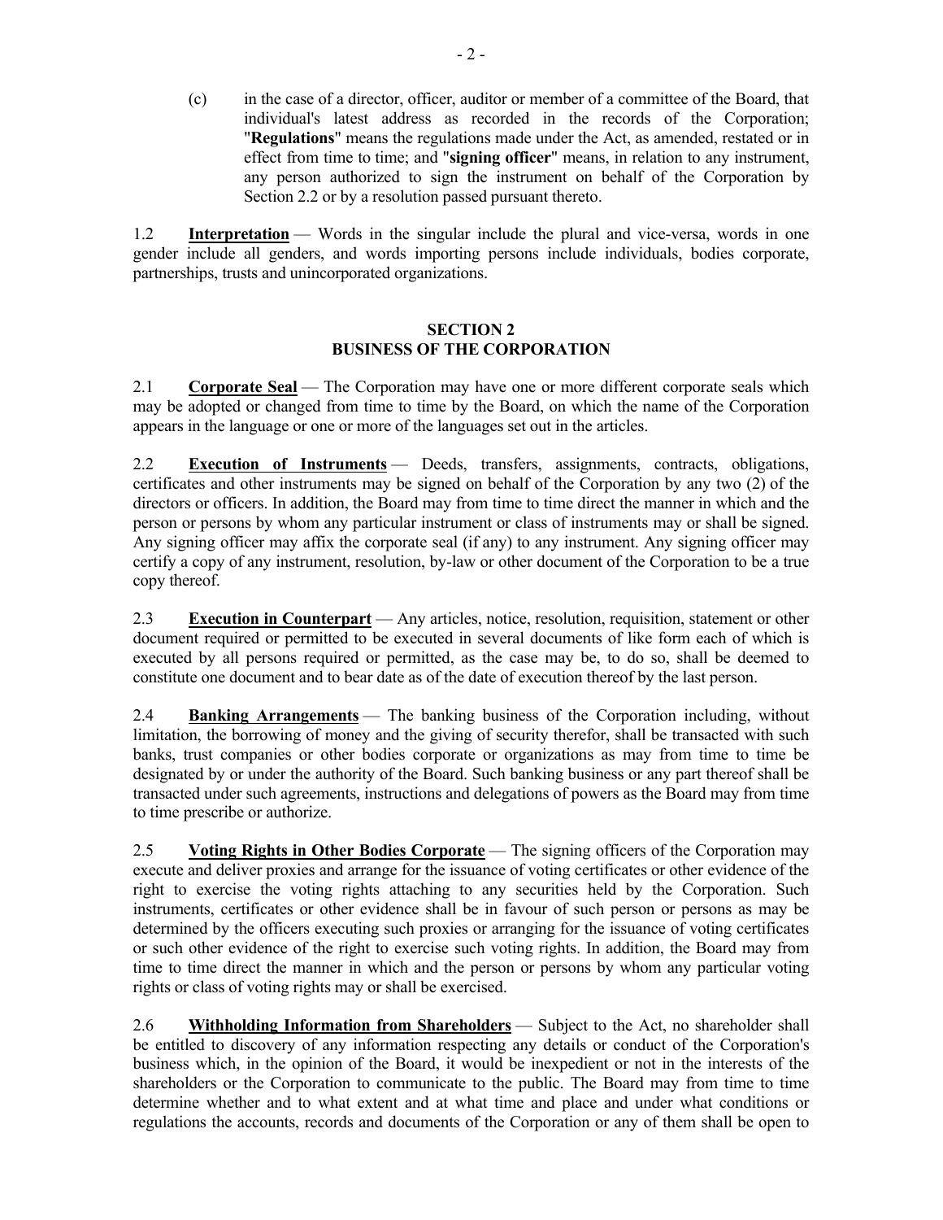(c) in the case of a director, officer, auditor or member of a committee of the Board, that individual's latest address as recorded in the records of the Corporation; "**Regulations**" means the regulations made under the Act, as amended, restated or in effect from time to time; and "**signing officer**" means, in relation to any instrument, any person authorized to sign the instrument on behalf of the Corporation by Section 2.2 or by a resolution passed pursuant thereto.

1.2 **Interpretation** — Words in the singular include the plural and vice-versa, words in one gender include all genders, and words importing persons include individuals, bodies corporate, partnerships, trusts and unincorporated organizations.

## SECTION 2
## BUSINESS OF THE CORPORATION

2.1 **Corporate Seal** — The Corporation may have one or more different corporate seals which may be adopted or changed from time to time by the Board, on which the name of the Corporation appears in the language or one or more of the languages set out in the articles.

2.2 **Execution of Instruments** — Deeds, transfers, assignments, contracts, obligations, certificates and other instruments may be signed on behalf of the Corporation by any two (2) of the directors or officers. In addition, the Board may from time to time direct the manner in which and the person or persons by whom any particular instrument or class of instruments may or shall be signed. Any signing officer may affix the corporate seal (if any) to any instrument. Any signing officer may certify a copy of any instrument, resolution, by-law or other document of the Corporation to be a true copy thereof.

2.3 **Execution in Counterpart** — Any articles, notice, resolution, requisition, statement or other document required or permitted to be executed in several documents of like form each of which is executed by all persons required or permitted, as the case may be, to do so, shall be deemed to constitute one document and to bear date as of the date of execution thereof by the last person.

2.4 **Banking Arrangements** — The banking business of the Corporation including, without limitation, the borrowing of money and the giving of security therefor, shall be transacted with such banks, trust companies or other bodies corporate or organizations as may from time to time be designated by or under the authority of the Board. Such banking business or any part thereof shall be transacted under such agreements, instructions and delegations of powers as the Board may from time to time prescribe or authorize.

2.5 **Voting Rights in Other Bodies Corporate** — The signing officers of the Corporation may execute and deliver proxies and arrange for the issuance of voting certificates or other evidence of the right to exercise the voting rights attaching to any securities held by the Corporation. Such instruments, certificates or other evidence shall be in favour of such person or persons as may be determined by the officers executing such proxies or arranging for the issuance of voting certificates or such other evidence of the right to exercise such voting rights. In addition, the Board may from time to time direct the manner in which and the person or persons by whom any particular voting rights or class of voting rights may or shall be exercised.

2.6 **Withholding Information from Shareholders** — Subject to the Act, no shareholder shall be entitled to discovery of any information respecting any details or conduct of the Corporation's business which, in the opinion of the Board, it would be inexpedient or not in the interests of the shareholders or the Corporation to communicate to the public. The Board may from time to time determine whether and to what extent and at what time and place and under what conditions or regulations the accounts, records and documents of the Corporation or any of them shall be open to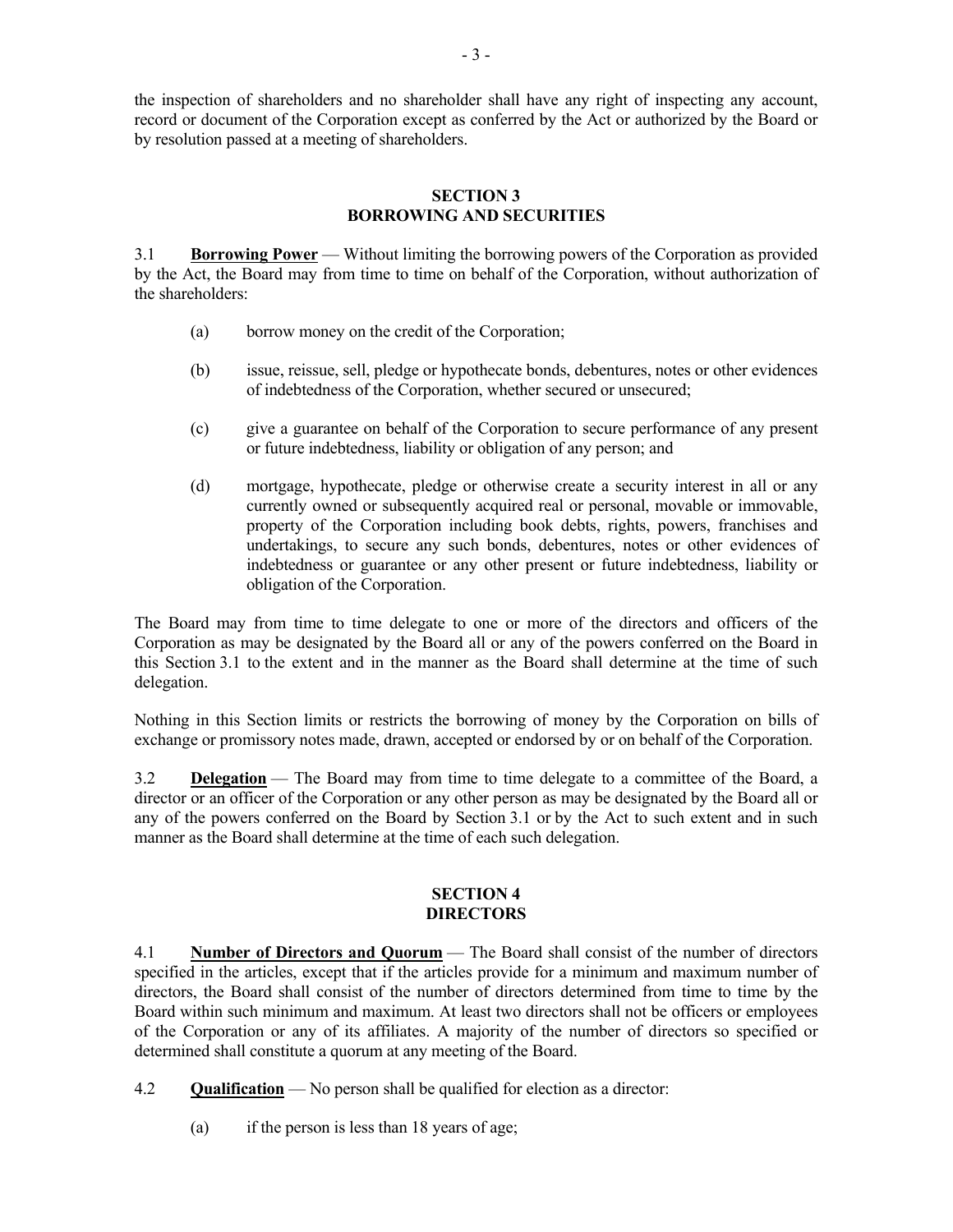the inspection of shareholders and no shareholder shall have any right of inspecting any account, record or document of the Corporation except as conferred by the Act or authorized by the Board or by resolution passed at a meeting of shareholders.

## SECTION 3
## BORROWING AND SECURITIES

3.1 **Borrowing Power** — Without limiting the borrowing powers of the Corporation as provided by the Act, the Board may from time to time on behalf of the Corporation, without authorization of the shareholders:

(a) borrow money on the credit of the Corporation;

(b) issue, reissue, sell, pledge or hypothecate bonds, debentures, notes or other evidences of indebtedness of the Corporation, whether secured or unsecured;

(c) give a guarantee on behalf of the Corporation to secure performance of any present or future indebtedness, liability or obligation of any person; and

(d) mortgage, hypothecate, pledge or otherwise create a security interest in all or any currently owned or subsequently acquired real or personal, movable or immovable, property of the Corporation including book debts, rights, powers, franchises and undertakings, to secure any such bonds, debentures, notes or other evidences of indebtedness or guarantee or any other present or future indebtedness, liability or obligation of the Corporation.

The Board may from time to time delegate to one or more of the directors and officers of the Corporation as may be designated by the Board all or any of the powers conferred on the Board in this Section 3.1 to the extent and in the manner as the Board shall determine at the time of such delegation.

Nothing in this Section limits or restricts the borrowing of money by the Corporation on bills of exchange or promissory notes made, drawn, accepted or endorsed by or on behalf of the Corporation.

3.2 **Delegation** — The Board may from time to time delegate to a committee of the Board, a director or an officer of the Corporation or any other person as may be designated by the Board all or any of the powers conferred on the Board by Section 3.1 or by the Act to such extent and in such manner as the Board shall determine at the time of each such delegation.

## SECTION 4
## DIRECTORS

4.1 **Number of Directors and Quorum** — The Board shall consist of the number of directors specified in the articles, except that if the articles provide for a minimum and maximum number of directors, the Board shall consist of the number of directors determined from time to time by the Board within such minimum and maximum. At least two directors shall not be officers or employees of the Corporation or any of its affiliates. A majority of the number of directors so specified or determined shall constitute a quorum at any meeting of the Board.

4.2 **Qualification** — No person shall be qualified for election as a director:

(a) if the person is less than 18 years of age;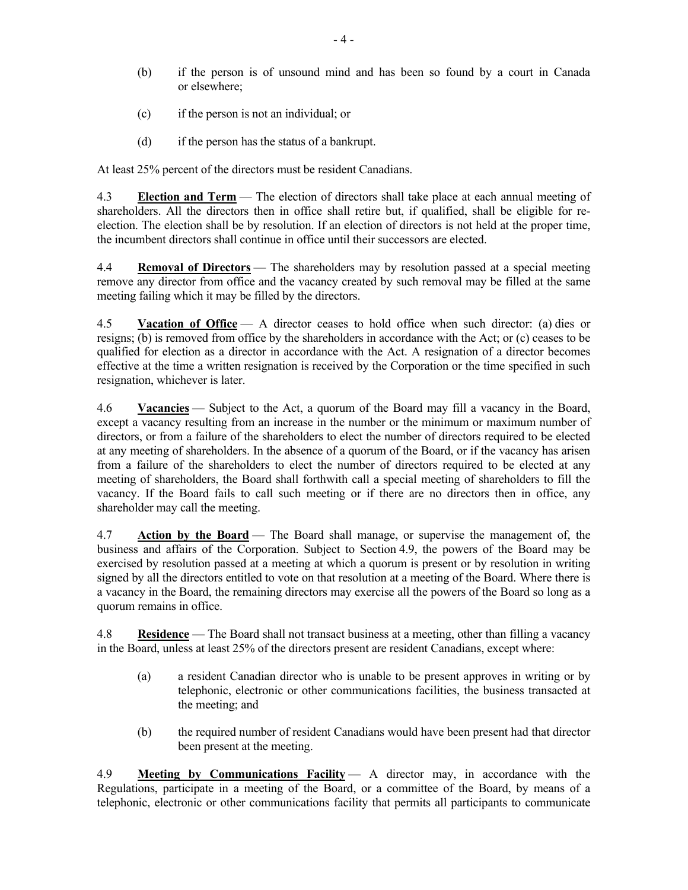(b) if the person is of unsound mind and has been so found by a court in Canada or elsewhere;

(c) if the person is not an individual; or

(d) if the person has the status of a bankrupt.

At least 25% percent of the directors must be resident Canadians.

4.3 **Election and Term** — The election of directors shall take place at each annual meeting of shareholders. All the directors then in office shall retire but, if qualified, shall be eligible for re-election. The election shall be by resolution. If an election of directors is not held at the proper time, the incumbent directors shall continue in office until their successors are elected.

4.4 **Removal of Directors** — The shareholders may by resolution passed at a special meeting remove any director from office and the vacancy created by such removal may be filled at the same meeting failing which it may be filled by the directors.

4.5 **Vacation of Office** — A director ceases to hold office when such director: (a) dies or resigns; (b) is removed from office by the shareholders in accordance with the Act; or (c) ceases to be qualified for election as a director in accordance with the Act. A resignation of a director becomes effective at the time a written resignation is received by the Corporation or the time specified in such resignation, whichever is later.

4.6 **Vacancies** — Subject to the Act, a quorum of the Board may fill a vacancy in the Board, except a vacancy resulting from an increase in the number or the minimum or maximum number of directors, or from a failure of the shareholders to elect the number of directors required to be elected at any meeting of shareholders. In the absence of a quorum of the Board, or if the vacancy has arisen from a failure of the shareholders to elect the number of directors required to be elected at any meeting of shareholders, the Board shall forthwith call a special meeting of shareholders to fill the vacancy. If the Board fails to call such meeting or if there are no directors then in office, any shareholder may call the meeting.

4.7 **Action by the Board** — The Board shall manage, or supervise the management of, the business and affairs of the Corporation. Subject to Section 4.9, the powers of the Board may be exercised by resolution passed at a meeting at which a quorum is present or by resolution in writing signed by all the directors entitled to vote on that resolution at a meeting of the Board. Where there is a vacancy in the Board, the remaining directors may exercise all the powers of the Board so long as a quorum remains in office.

4.8 **Residence** — The Board shall not transact business at a meeting, other than filling a vacancy in the Board, unless at least 25% of the directors present are resident Canadians, except where:

(a) a resident Canadian director who is unable to be present approves in writing or by telephonic, electronic or other communications facilities, the business transacted at the meeting; and

(b) the required number of resident Canadians would have been present had that director been present at the meeting.

4.9 **Meeting by Communications Facility** — A director may, in accordance with the Regulations, participate in a meeting of the Board, or a committee of the Board, by means of a telephonic, electronic or other communications facility that permits all participants to communicate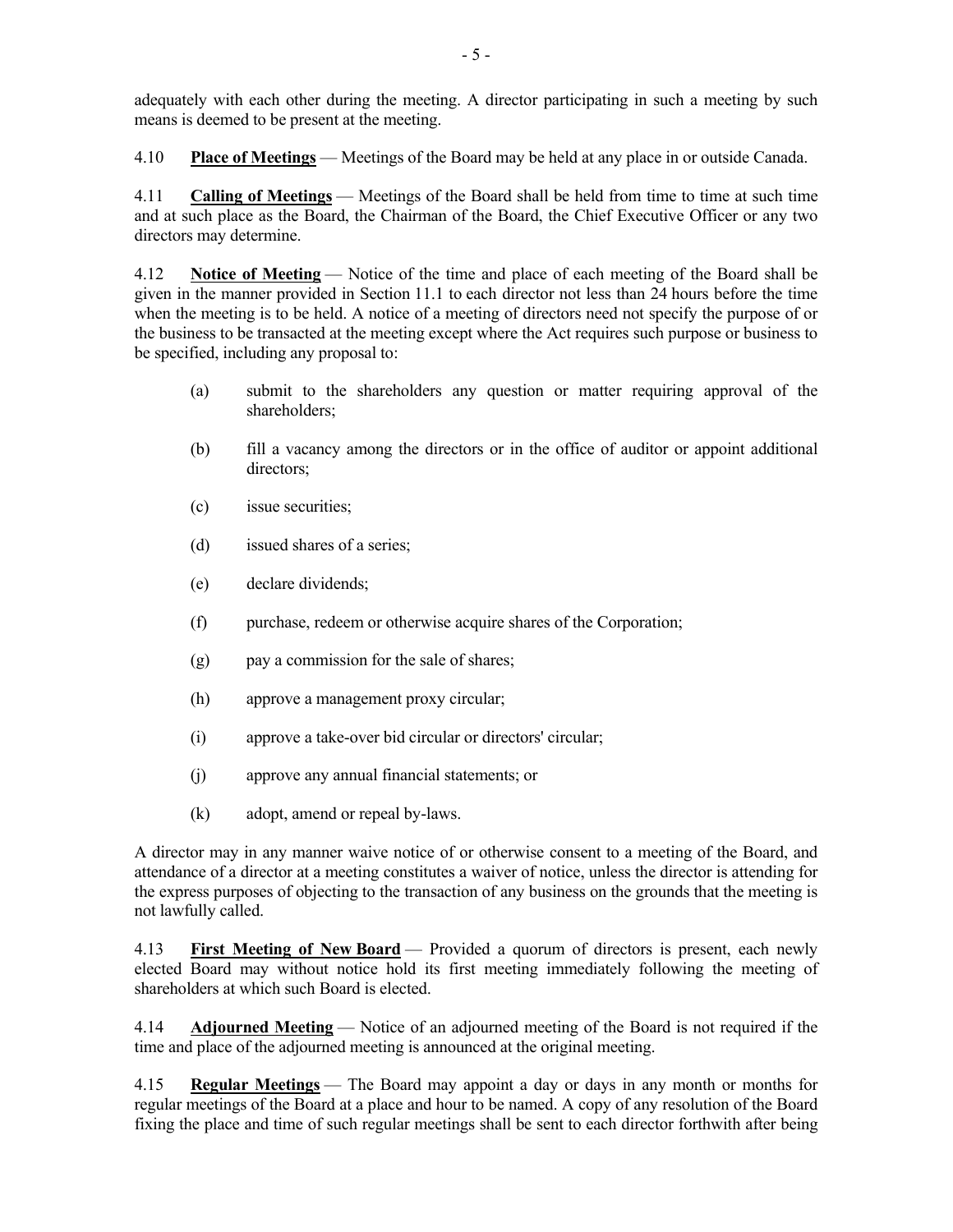adequately with each other during the meeting. A director participating in such a meeting by such means is deemed to be present at the meeting.

4.10 **Place of Meetings** — Meetings of the Board may be held at any place in or outside Canada.

4.11 **Calling of Meetings** — Meetings of the Board shall be held from time to time at such time and at such place as the Board, the Chairman of the Board, the Chief Executive Officer or any two directors may determine.

4.12 **Notice of Meeting** — Notice of the time and place of each meeting of the Board shall be given in the manner provided in Section 11.1 to each director not less than 24 hours before the time when the meeting is to be held. A notice of a meeting of directors need not specify the purpose of or the business to be transacted at the meeting except where the Act requires such purpose or business to be specified, including any proposal to:

(a) submit to the shareholders any question or matter requiring approval of the shareholders;

(b) fill a vacancy among the directors or in the office of auditor or appoint additional directors;

(c) issue securities;

(d) issued shares of a series;

(e) declare dividends;

(f) purchase, redeem or otherwise acquire shares of the Corporation;

(g) pay a commission for the sale of shares;

(h) approve a management proxy circular;

(i) approve a take-over bid circular or directors' circular;

(j) approve any annual financial statements; or

(k) adopt, amend or repeal by-laws.

A director may in any manner waive notice of or otherwise consent to a meeting of the Board, and attendance of a director at a meeting constitutes a waiver of notice, unless the director is attending for the express purposes of objecting to the transaction of any business on the grounds that the meeting is not lawfully called.

4.13 **First Meeting of New Board** — Provided a quorum of directors is present, each newly elected Board may without notice hold its first meeting immediately following the meeting of shareholders at which such Board is elected.

4.14 **Adjourned Meeting** — Notice of an adjourned meeting of the Board is not required if the time and place of the adjourned meeting is announced at the original meeting.

4.15 **Regular Meetings** — The Board may appoint a day or days in any month or months for regular meetings of the Board at a place and hour to be named. A copy of any resolution of the Board fixing the place and time of such regular meetings shall be sent to each director forthwith after being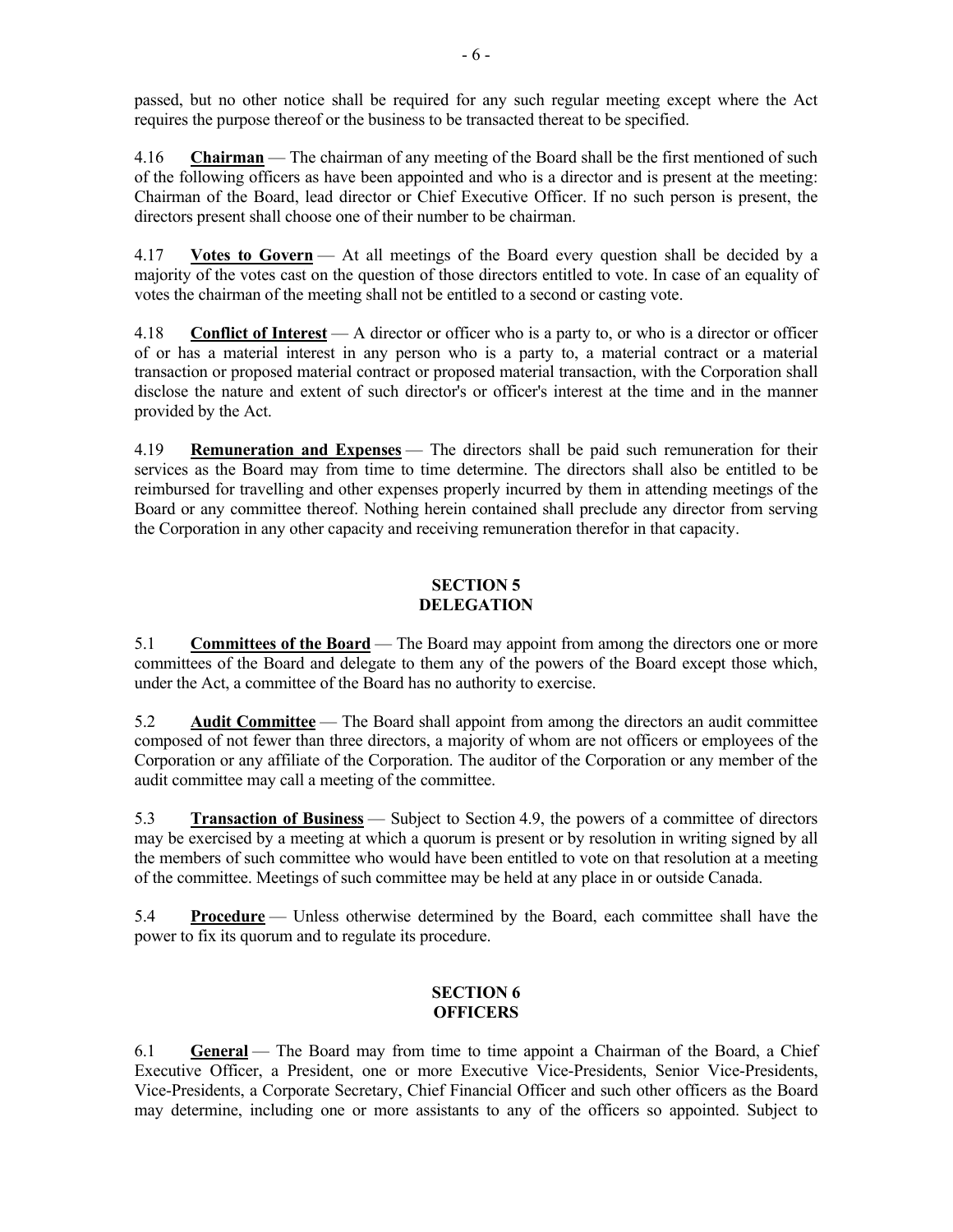passed, but no other notice shall be required for any such regular meeting except where the Act requires the purpose thereof or the business to be transacted thereat to be specified.

4.16 **Chairman** — The chairman of any meeting of the Board shall be the first mentioned of such of the following officers as have been appointed and who is a director and is present at the meeting: Chairman of the Board, lead director or Chief Executive Officer. If no such person is present, the directors present shall choose one of their number to be chairman.

4.17 **Votes to Govern** — At all meetings of the Board every question shall be decided by a majority of the votes cast on the question of those directors entitled to vote. In case of an equality of votes the chairman of the meeting shall not be entitled to a second or casting vote.

4.18 **Conflict of Interest** — A director or officer who is a party to, or who is a director or officer of or has a material interest in any person who is a party to, a material contract or a material transaction or proposed material contract or proposed material transaction, with the Corporation shall disclose the nature and extent of such director's or officer's interest at the time and in the manner provided by the Act.

4.19 **Remuneration and Expenses** — The directors shall be paid such remuneration for their services as the Board may from time to time determine. The directors shall also be entitled to be reimbursed for travelling and other expenses properly incurred by them in attending meetings of the Board or any committee thereof. Nothing herein contained shall preclude any director from serving the Corporation in any other capacity and receiving remuneration therefor in that capacity.

## SECTION 5
## DELEGATION

5.1 **Committees of the Board** — The Board may appoint from among the directors one or more committees of the Board and delegate to them any of the powers of the Board except those which, under the Act, a committee of the Board has no authority to exercise.

5.2 **Audit Committee** — The Board shall appoint from among the directors an audit committee composed of not fewer than three directors, a majority of whom are not officers or employees of the Corporation or any affiliate of the Corporation. The auditor of the Corporation or any member of the audit committee may call a meeting of the committee.

5.3 **Transaction of Business** — Subject to Section 4.9, the powers of a committee of directors may be exercised by a meeting at which a quorum is present or by resolution in writing signed by all the members of such committee who would have been entitled to vote on that resolution at a meeting of the committee. Meetings of such committee may be held at any place in or outside Canada.

5.4 **Procedure** — Unless otherwise determined by the Board, each committee shall have the power to fix its quorum and to regulate its procedure.

## SECTION 6
## OFFICERS

6.1 **General** — The Board may from time to time appoint a Chairman of the Board, a Chief Executive Officer, a President, one or more Executive Vice-Presidents, Senior Vice-Presidents, Vice-Presidents, a Corporate Secretary, Chief Financial Officer and such other officers as the Board may determine, including one or more assistants to any of the officers so appointed. Subject to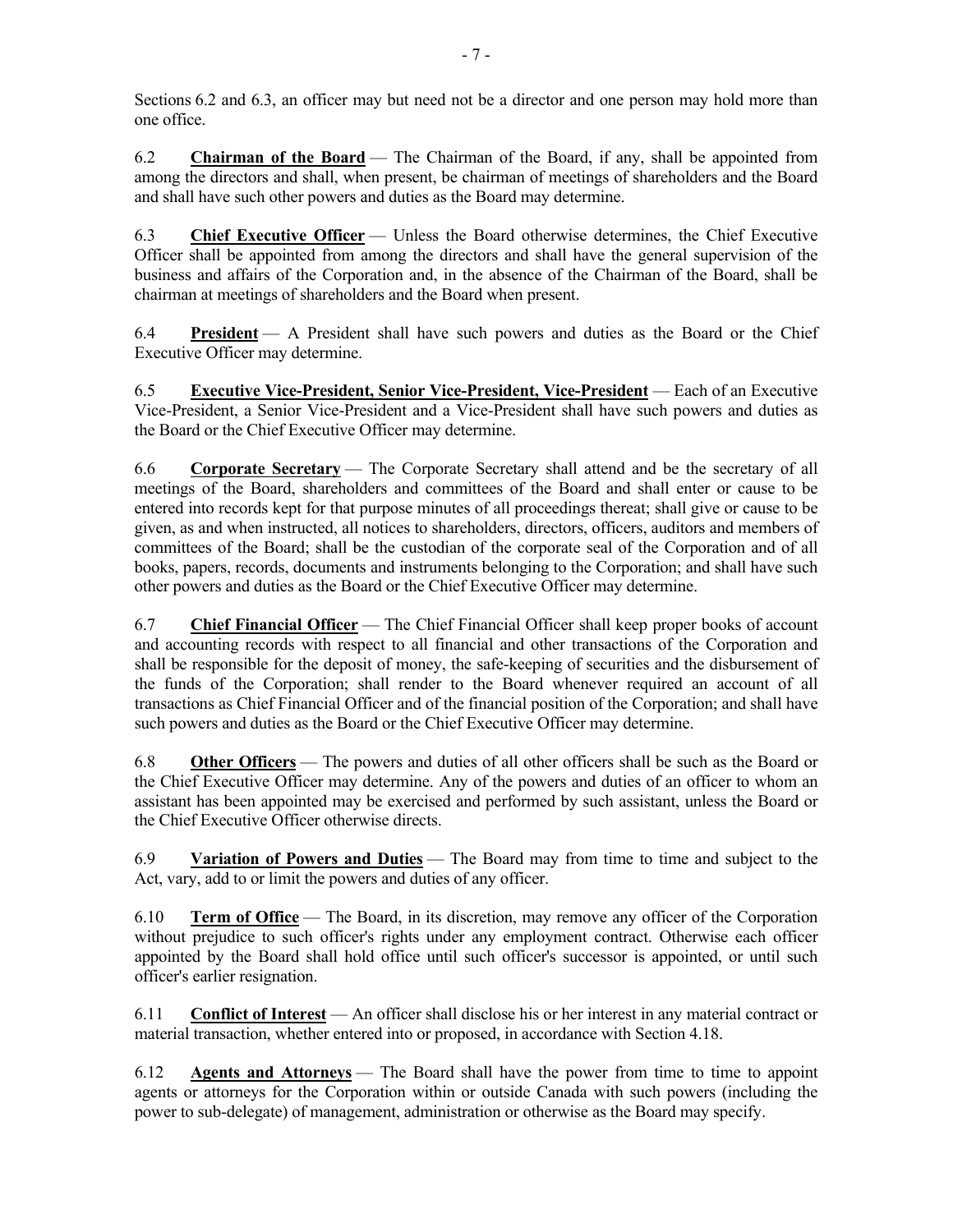Sections 6.2 and 6.3, an officer may but need not be a director and one person may hold more than one office.

6.2 **Chairman of the Board** — The Chairman of the Board, if any, shall be appointed from among the directors and shall, when present, be chairman of meetings of shareholders and the Board and shall have such other powers and duties as the Board may determine.

6.3 **Chief Executive Officer** — Unless the Board otherwise determines, the Chief Executive Officer shall be appointed from among the directors and shall have the general supervision of the business and affairs of the Corporation and, in the absence of the Chairman of the Board, shall be chairman at meetings of shareholders and the Board when present.

6.4 **President** — A President shall have such powers and duties as the Board or the Chief Executive Officer may determine.

6.5 **Executive Vice-President, Senior Vice-President, Vice-President** — Each of an Executive Vice-President, a Senior Vice-President and a Vice-President shall have such powers and duties as the Board or the Chief Executive Officer may determine.

6.6 **Corporate Secretary** — The Corporate Secretary shall attend and be the secretary of all meetings of the Board, shareholders and committees of the Board and shall enter or cause to be entered into records kept for that purpose minutes of all proceedings thereat; shall give or cause to be given, as and when instructed, all notices to shareholders, directors, officers, auditors and members of committees of the Board; shall be the custodian of the corporate seal of the Corporation and of all books, papers, records, documents and instruments belonging to the Corporation; and shall have such other powers and duties as the Board or the Chief Executive Officer may determine.

6.7 **Chief Financial Officer** — The Chief Financial Officer shall keep proper books of account and accounting records with respect to all financial and other transactions of the Corporation and shall be responsible for the deposit of money, the safe-keeping of securities and the disbursement of the funds of the Corporation; shall render to the Board whenever required an account of all transactions as Chief Financial Officer and of the financial position of the Corporation; and shall have such powers and duties as the Board or the Chief Executive Officer may determine.

6.8 **Other Officers** — The powers and duties of all other officers shall be such as the Board or the Chief Executive Officer may determine. Any of the powers and duties of an officer to whom an assistant has been appointed may be exercised and performed by such assistant, unless the Board or the Chief Executive Officer otherwise directs.

6.9 **Variation of Powers and Duties** — The Board may from time to time and subject to the Act, vary, add to or limit the powers and duties of any officer.

6.10 **Term of Office** — The Board, in its discretion, may remove any officer of the Corporation without prejudice to such officer's rights under any employment contract. Otherwise each officer appointed by the Board shall hold office until such officer's successor is appointed, or until such officer's earlier resignation.

6.11 **Conflict of Interest** — An officer shall disclose his or her interest in any material contract or material transaction, whether entered into or proposed, in accordance with Section 4.18.

6.12 **Agents and Attorneys** — The Board shall have the power from time to time to appoint agents or attorneys for the Corporation within or outside Canada with such powers (including the power to sub-delegate) of management, administration or otherwise as the Board may specify.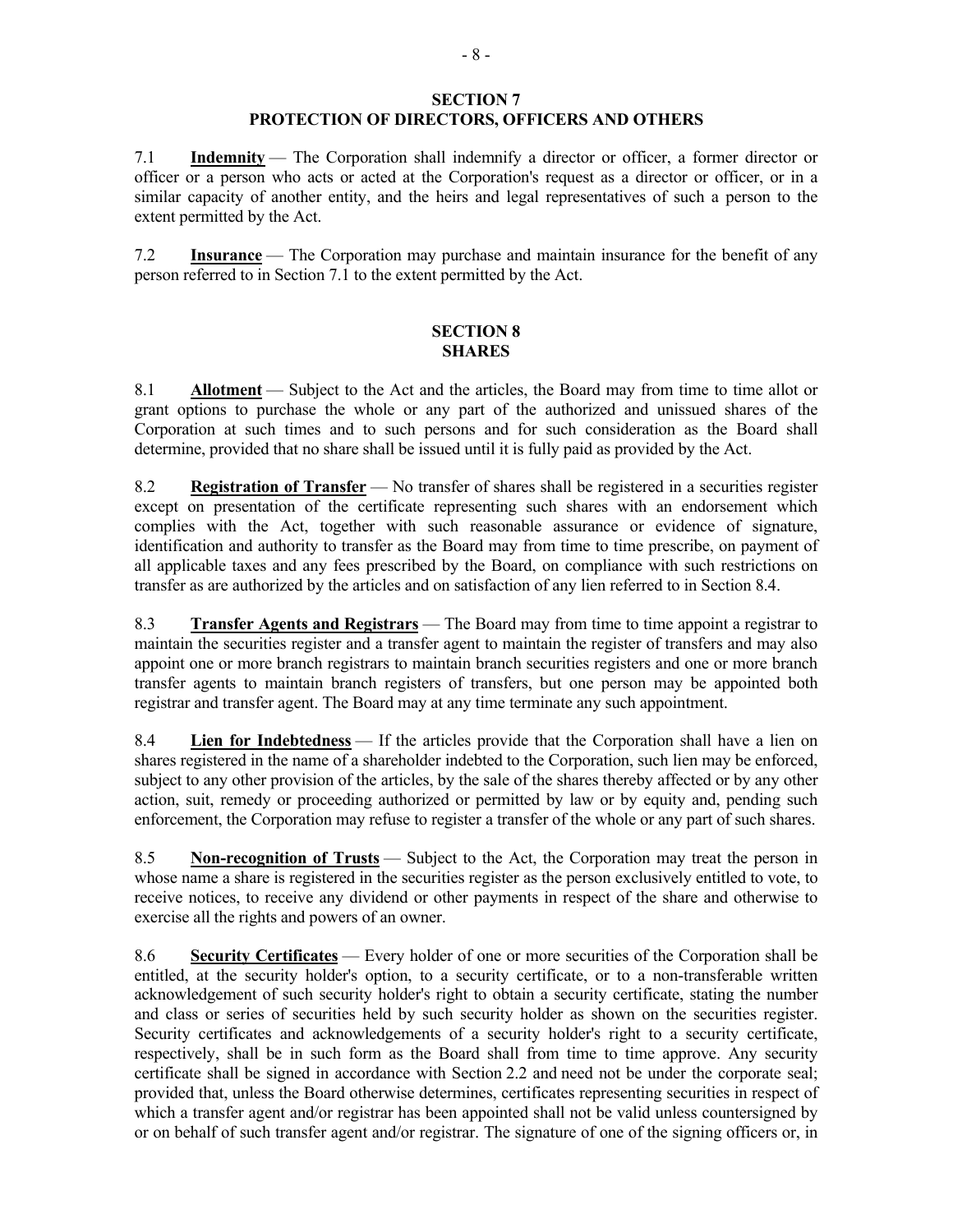## SECTION 7
## PROTECTION OF DIRECTORS, OFFICERS AND OTHERS

7.1 **Indemnity** — The Corporation shall indemnify a director or officer, a former director or officer or a person who acts or acted at the Corporation's request as a director or officer, or in a similar capacity of another entity, and the heirs and legal representatives of such a person to the extent permitted by the Act.

7.2 **Insurance** — The Corporation may purchase and maintain insurance for the benefit of any person referred to in Section 7.1 to the extent permitted by the Act.

## SECTION 8
## SHARES

8.1 **Allotment** — Subject to the Act and the articles, the Board may from time to time allot or grant options to purchase the whole or any part of the authorized and unissued shares of the Corporation at such times and to such persons and for such consideration as the Board shall determine, provided that no share shall be issued until it is fully paid as provided by the Act.

8.2 **Registration of Transfer** — No transfer of shares shall be registered in a securities register except on presentation of the certificate representing such shares with an endorsement which complies with the Act, together with such reasonable assurance or evidence of signature, identification and authority to transfer as the Board may from time to time prescribe, on payment of all applicable taxes and any fees prescribed by the Board, on compliance with such restrictions on transfer as are authorized by the articles and on satisfaction of any lien referred to in Section 8.4.

8.3 **Transfer Agents and Registrars** — The Board may from time to time appoint a registrar to maintain the securities register and a transfer agent to maintain the register of transfers and may also appoint one or more branch registrars to maintain branch securities registers and one or more branch transfer agents to maintain branch registers of transfers, but one person may be appointed both registrar and transfer agent. The Board may at any time terminate any such appointment.

8.4 **Lien for Indebtedness** — If the articles provide that the Corporation shall have a lien on shares registered in the name of a shareholder indebted to the Corporation, such lien may be enforced, subject to any other provision of the articles, by the sale of the shares thereby affected or by any other action, suit, remedy or proceeding authorized or permitted by law or by equity and, pending such enforcement, the Corporation may refuse to register a transfer of the whole or any part of such shares.

8.5 **Non-recognition of Trusts** — Subject to the Act, the Corporation may treat the person in whose name a share is registered in the securities register as the person exclusively entitled to vote, to receive notices, to receive any dividend or other payments in respect of the share and otherwise to exercise all the rights and powers of an owner.

8.6 **Security Certificates** — Every holder of one or more securities of the Corporation shall be entitled, at the security holder's option, to a security certificate, or to a non-transferable written acknowledgement of such security holder's right to obtain a security certificate, stating the number and class or series of securities held by such security holder as shown on the securities register. Security certificates and acknowledgements of a security holder's right to a security certificate, respectively, shall be in such form as the Board shall from time to time approve. Any security certificate shall be signed in accordance with Section 2.2 and need not be under the corporate seal; provided that, unless the Board otherwise determines, certificates representing securities in respect of which a transfer agent and/or registrar has been appointed shall not be valid unless countersigned by or on behalf of such transfer agent and/or registrar. The signature of one of the signing officers or, in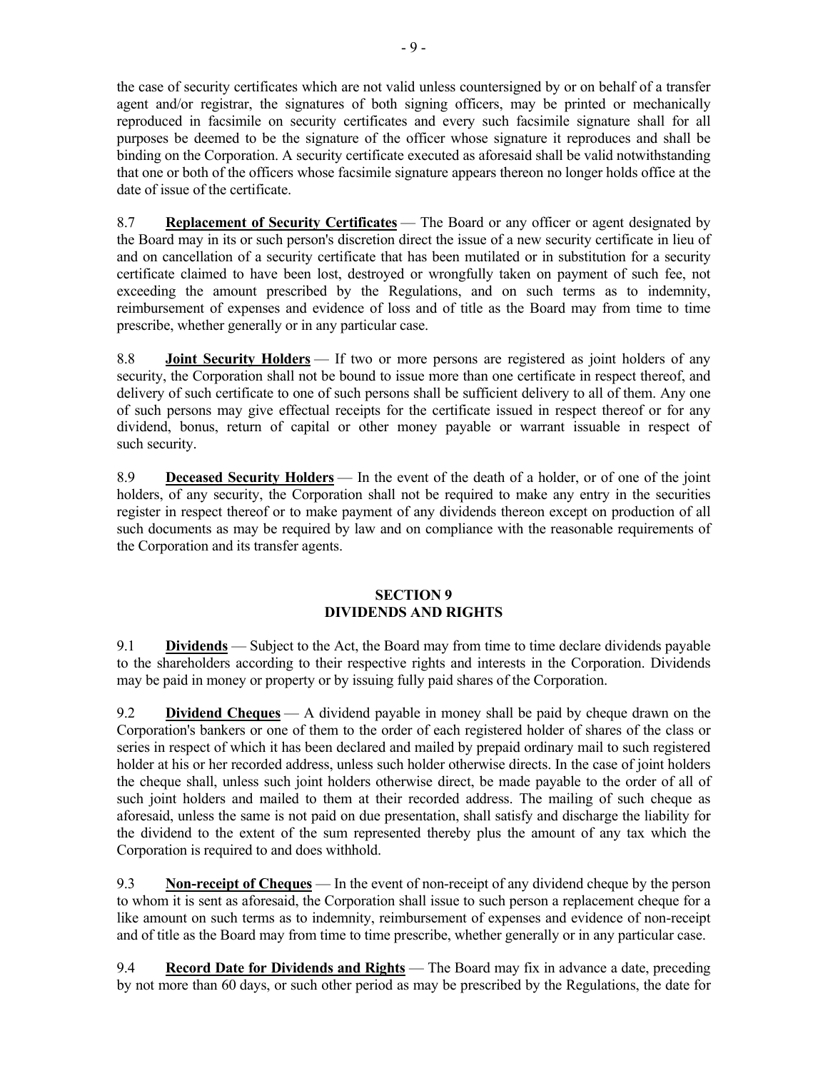the case of security certificates which are not valid unless countersigned by or on behalf of a transfer agent and/or registrar, the signatures of both signing officers, may be printed or mechanically reproduced in facsimile on security certificates and every such facsimile signature shall for all purposes be deemed to be the signature of the officer whose signature it reproduces and shall be binding on the Corporation. A security certificate executed as aforesaid shall be valid notwithstanding that one or both of the officers whose facsimile signature appears thereon no longer holds office at the date of issue of the certificate.

8.7 **Replacement of Security Certificates** — The Board or any officer or agent designated by the Board may in its or such person's discretion direct the issue of a new security certificate in lieu of and on cancellation of a security certificate that has been mutilated or in substitution for a security certificate claimed to have been lost, destroyed or wrongfully taken on payment of such fee, not exceeding the amount prescribed by the Regulations, and on such terms as to indemnity, reimbursement of expenses and evidence of loss and of title as the Board may from time to time prescribe, whether generally or in any particular case.

8.8 **Joint Security Holders** — If two or more persons are registered as joint holders of any security, the Corporation shall not be bound to issue more than one certificate in respect thereof, and delivery of such certificate to one of such persons shall be sufficient delivery to all of them. Any one of such persons may give effectual receipts for the certificate issued in respect thereof or for any dividend, bonus, return of capital or other money payable or warrant issuable in respect of such security.

8.9 **Deceased Security Holders** — In the event of the death of a holder, or of one of the joint holders, of any security, the Corporation shall not be required to make any entry in the securities register in respect thereof or to make payment of any dividends thereon except on production of all such documents as may be required by law and on compliance with the reasonable requirements of the Corporation and its transfer agents.

## SECTION 9
## DIVIDENDS AND RIGHTS

9.1 **Dividends** — Subject to the Act, the Board may from time to time declare dividends payable to the shareholders according to their respective rights and interests in the Corporation. Dividends may be paid in money or property or by issuing fully paid shares of the Corporation.

9.2 **Dividend Cheques** — A dividend payable in money shall be paid by cheque drawn on the Corporation's bankers or one of them to the order of each registered holder of shares of the class or series in respect of which it has been declared and mailed by prepaid ordinary mail to such registered holder at his or her recorded address, unless such holder otherwise directs. In the case of joint holders the cheque shall, unless such joint holders otherwise direct, be made payable to the order of all of such joint holders and mailed to them at their recorded address. The mailing of such cheque as aforesaid, unless the same is not paid on due presentation, shall satisfy and discharge the liability for the dividend to the extent of the sum represented thereby plus the amount of any tax which the Corporation is required to and does withhold.

9.3 **Non-receipt of Cheques** — In the event of non-receipt of any dividend cheque by the person to whom it is sent as aforesaid, the Corporation shall issue to such person a replacement cheque for a like amount on such terms as to indemnity, reimbursement of expenses and evidence of non-receipt and of title as the Board may from time to time prescribe, whether generally or in any particular case.

9.4 **Record Date for Dividends and Rights** — The Board may fix in advance a date, preceding by not more than 60 days, or such other period as may be prescribed by the Regulations, the date for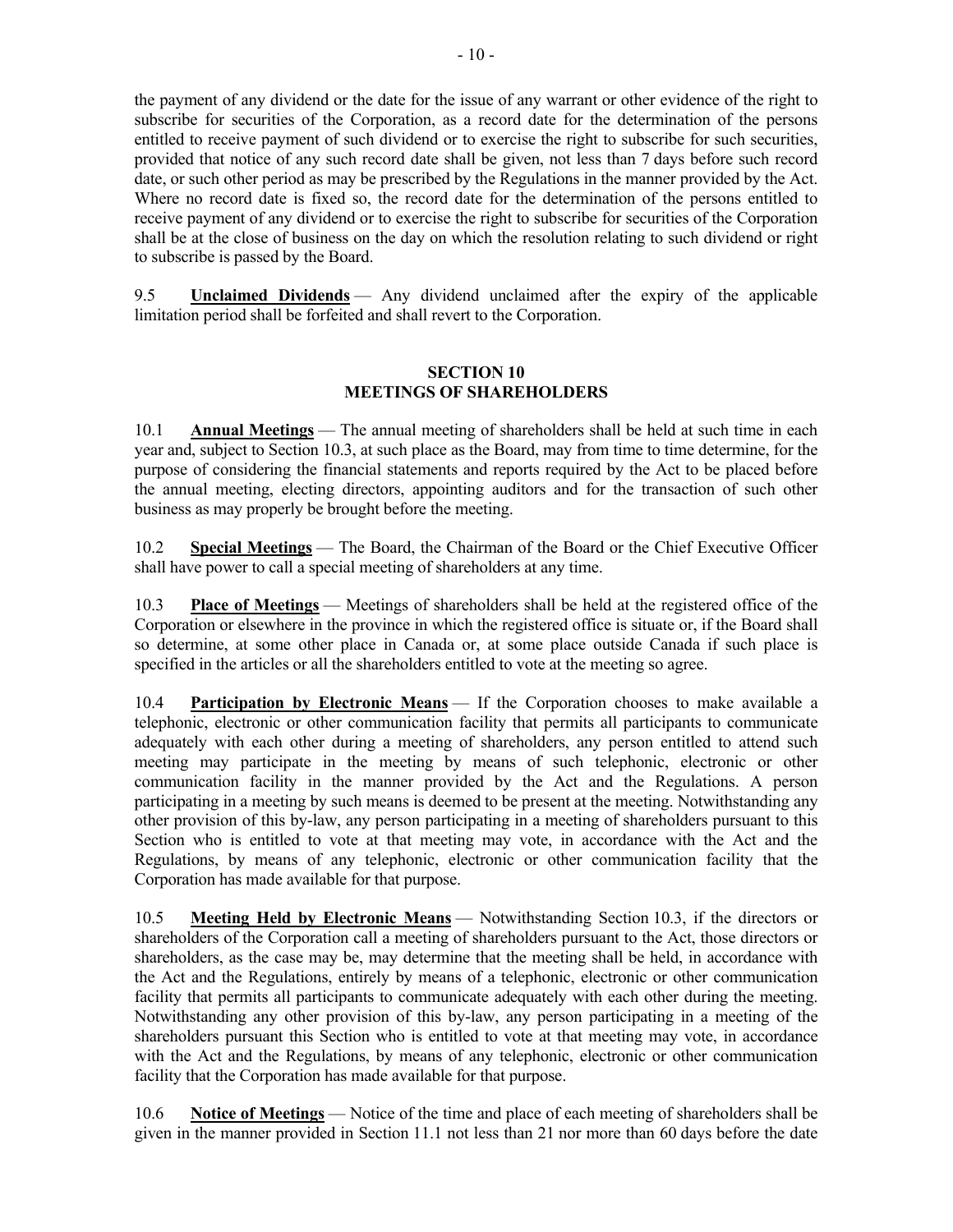the payment of any dividend or the date for the issue of any warrant or other evidence of the right to subscribe for securities of the Corporation, as a record date for the determination of the persons entitled to receive payment of such dividend or to exercise the right to subscribe for such securities, provided that notice of any such record date shall be given, not less than 7 days before such record date, or such other period as may be prescribed by the Regulations in the manner provided by the Act. Where no record date is fixed so, the record date for the determination of the persons entitled to receive payment of any dividend or to exercise the right to subscribe for securities of the Corporation shall be at the close of business on the day on which the resolution relating to such dividend or right to subscribe is passed by the Board.

9.5 **Unclaimed Dividends** — Any dividend unclaimed after the expiry of the applicable limitation period shall be forfeited and shall revert to the Corporation.

## SECTION 10
## MEETINGS OF SHAREHOLDERS

10.1 **Annual Meetings** — The annual meeting of shareholders shall be held at such time in each year and, subject to Section 10.3, at such place as the Board, may from time to time determine, for the purpose of considering the financial statements and reports required by the Act to be placed before the annual meeting, electing directors, appointing auditors and for the transaction of such other business as may properly be brought before the meeting.

10.2 **Special Meetings** — The Board, the Chairman of the Board or the Chief Executive Officer shall have power to call a special meeting of shareholders at any time.

10.3 **Place of Meetings** — Meetings of shareholders shall be held at the registered office of the Corporation or elsewhere in the province in which the registered office is situate or, if the Board shall so determine, at some other place in Canada or, at some place outside Canada if such place is specified in the articles or all the shareholders entitled to vote at the meeting so agree.

10.4 **Participation by Electronic Means** — If the Corporation chooses to make available a telephonic, electronic or other communication facility that permits all participants to communicate adequately with each other during a meeting of shareholders, any person entitled to attend such meeting may participate in the meeting by means of such telephonic, electronic or other communication facility in the manner provided by the Act and the Regulations. A person participating in a meeting by such means is deemed to be present at the meeting. Notwithstanding any other provision of this by-law, any person participating in a meeting of shareholders pursuant to this Section who is entitled to vote at that meeting may vote, in accordance with the Act and the Regulations, by means of any telephonic, electronic or other communication facility that the Corporation has made available for that purpose.

10.5 **Meeting Held by Electronic Means** — Notwithstanding Section 10.3, if the directors or shareholders of the Corporation call a meeting of shareholders pursuant to the Act, those directors or shareholders, as the case may be, may determine that the meeting shall be held, in accordance with the Act and the Regulations, entirely by means of a telephonic, electronic or other communication facility that permits all participants to communicate adequately with each other during the meeting. Notwithstanding any other provision of this by-law, any person participating in a meeting of the shareholders pursuant this Section who is entitled to vote at that meeting may vote, in accordance with the Act and the Regulations, by means of any telephonic, electronic or other communication facility that the Corporation has made available for that purpose.

10.6 **Notice of Meetings** — Notice of the time and place of each meeting of shareholders shall be given in the manner provided in Section 11.1 not less than 21 nor more than 60 days before the date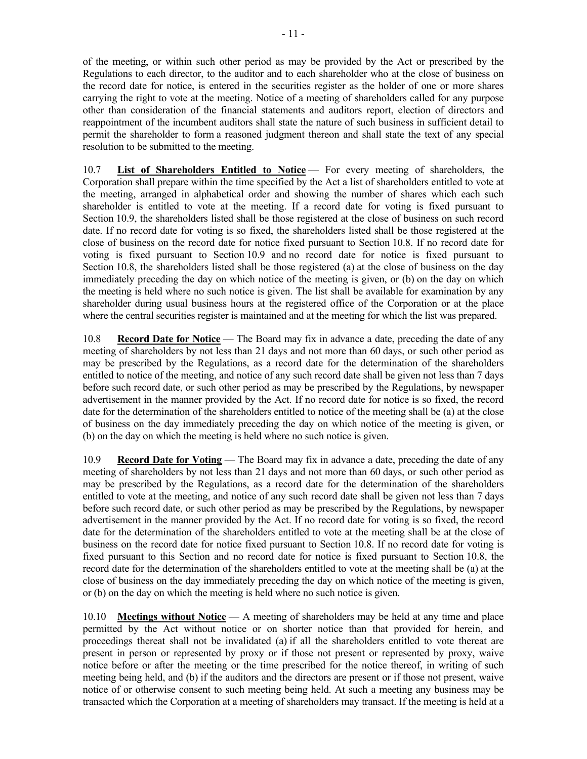of the meeting, or within such other period as may be provided by the Act or prescribed by the Regulations to each director, to the auditor and to each shareholder who at the close of business on the record date for notice, is entered in the securities register as the holder of one or more shares carrying the right to vote at the meeting. Notice of a meeting of shareholders called for any purpose other than consideration of the financial statements and auditors report, election of directors and reappointment of the incumbent auditors shall state the nature of such business in sufficient detail to permit the shareholder to form a reasoned judgment thereon and shall state the text of any special resolution to be submitted to the meeting.

10.7 **List of Shareholders Entitled to Notice** — For every meeting of shareholders, the Corporation shall prepare within the time specified by the Act a list of shareholders entitled to vote at the meeting, arranged in alphabetical order and showing the number of shares which each such shareholder is entitled to vote at the meeting. If a record date for voting is fixed pursuant to Section 10.9, the shareholders listed shall be those registered at the close of business on such record date. If no record date for voting is so fixed, the shareholders listed shall be those registered at the close of business on the record date for notice fixed pursuant to Section 10.8. If no record date for voting is fixed pursuant to Section 10.9 and no record date for notice is fixed pursuant to Section 10.8, the shareholders listed shall be those registered (a) at the close of business on the day immediately preceding the day on which notice of the meeting is given, or (b) on the day on which the meeting is held where no such notice is given. The list shall be available for examination by any shareholder during usual business hours at the registered office of the Corporation or at the place where the central securities register is maintained and at the meeting for which the list was prepared.

10.8 **Record Date for Notice** — The Board may fix in advance a date, preceding the date of any meeting of shareholders by not less than 21 days and not more than 60 days, or such other period as may be prescribed by the Regulations, as a record date for the determination of the shareholders entitled to notice of the meeting, and notice of any such record date shall be given not less than 7 days before such record date, or such other period as may be prescribed by the Regulations, by newspaper advertisement in the manner provided by the Act. If no record date for notice is so fixed, the record date for the determination of the shareholders entitled to notice of the meeting shall be (a) at the close of business on the day immediately preceding the day on which notice of the meeting is given, or (b) on the day on which the meeting is held where no such notice is given.

10.9 **Record Date for Voting** — The Board may fix in advance a date, preceding the date of any meeting of shareholders by not less than 21 days and not more than 60 days, or such other period as may be prescribed by the Regulations, as a record date for the determination of the shareholders entitled to vote at the meeting, and notice of any such record date shall be given not less than 7 days before such record date, or such other period as may be prescribed by the Regulations, by newspaper advertisement in the manner provided by the Act. If no record date for voting is so fixed, the record date for the determination of the shareholders entitled to vote at the meeting shall be at the close of business on the record date for notice fixed pursuant to Section 10.8. If no record date for voting is fixed pursuant to this Section and no record date for notice is fixed pursuant to Section 10.8, the record date for the determination of the shareholders entitled to vote at the meeting shall be (a) at the close of business on the day immediately preceding the day on which notice of the meeting is given, or (b) on the day on which the meeting is held where no such notice is given.

10.10 **Meetings without Notice** — A meeting of shareholders may be held at any time and place permitted by the Act without notice or on shorter notice than that provided for herein, and proceedings thereat shall not be invalidated (a) if all the shareholders entitled to vote thereat are present in person or represented by proxy or if those not present or represented by proxy, waive notice before or after the meeting or the time prescribed for the notice thereof, in writing of such meeting being held, and (b) if the auditors and the directors are present or if those not present, waive notice of or otherwise consent to such meeting being held. At such a meeting any business may be transacted which the Corporation at a meeting of shareholders may transact. If the meeting is held at a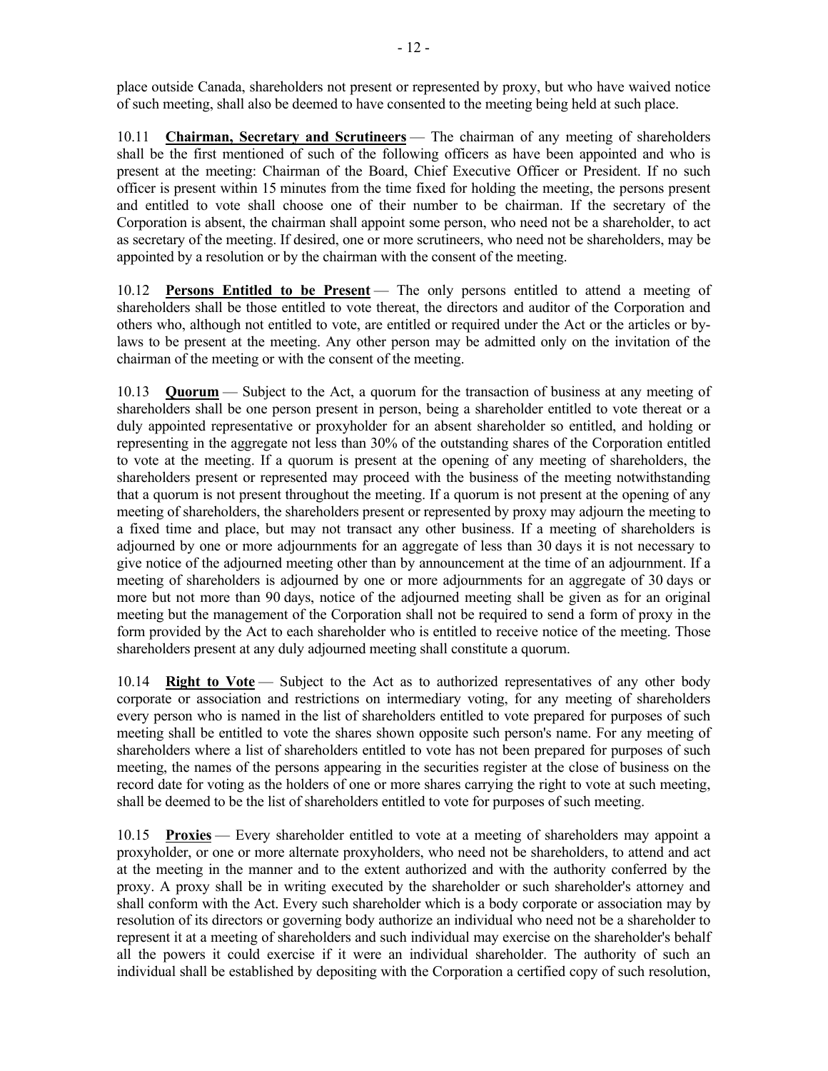place outside Canada, shareholders not present or represented by proxy, but who have waived notice of such meeting, shall also be deemed to have consented to the meeting being held at such place.

10.11 **Chairman, Secretary and Scrutineers** — The chairman of any meeting of shareholders shall be the first mentioned of such of the following officers as have been appointed and who is present at the meeting: Chairman of the Board, Chief Executive Officer or President. If no such officer is present within 15 minutes from the time fixed for holding the meeting, the persons present and entitled to vote shall choose one of their number to be chairman. If the secretary of the Corporation is absent, the chairman shall appoint some person, who need not be a shareholder, to act as secretary of the meeting. If desired, one or more scrutineers, who need not be shareholders, may be appointed by a resolution or by the chairman with the consent of the meeting.

10.12 **Persons Entitled to be Present** — The only persons entitled to attend a meeting of shareholders shall be those entitled to vote thereat, the directors and auditor of the Corporation and others who, although not entitled to vote, are entitled or required under the Act or the articles or by-laws to be present at the meeting. Any other person may be admitted only on the invitation of the chairman of the meeting or with the consent of the meeting.

10.13 **Quorum** — Subject to the Act, a quorum for the transaction of business at any meeting of shareholders shall be one person present in person, being a shareholder entitled to vote thereat or a duly appointed representative or proxyholder for an absent shareholder so entitled, and holding or representing in the aggregate not less than 30% of the outstanding shares of the Corporation entitled to vote at the meeting. If a quorum is present at the opening of any meeting of shareholders, the shareholders present or represented may proceed with the business of the meeting notwithstanding that a quorum is not present throughout the meeting. If a quorum is not present at the opening of any meeting of shareholders, the shareholders present or represented by proxy may adjourn the meeting to a fixed time and place, but may not transact any other business. If a meeting of shareholders is adjourned by one or more adjournments for an aggregate of less than 30 days it is not necessary to give notice of the adjourned meeting other than by announcement at the time of an adjournment. If a meeting of shareholders is adjourned by one or more adjournments for an aggregate of 30 days or more but not more than 90 days, notice of the adjourned meeting shall be given as for an original meeting but the management of the Corporation shall not be required to send a form of proxy in the form provided by the Act to each shareholder who is entitled to receive notice of the meeting. Those shareholders present at any duly adjourned meeting shall constitute a quorum.

10.14 **Right to Vote** — Subject to the Act as to authorized representatives of any other body corporate or association and restrictions on intermediary voting, for any meeting of shareholders every person who is named in the list of shareholders entitled to vote prepared for purposes of such meeting shall be entitled to vote the shares shown opposite such person's name. For any meeting of shareholders where a list of shareholders entitled to vote has not been prepared for purposes of such meeting, the names of the persons appearing in the securities register at the close of business on the record date for voting as the holders of one or more shares carrying the right to vote at such meeting, shall be deemed to be the list of shareholders entitled to vote for purposes of such meeting.

10.15 **Proxies** — Every shareholder entitled to vote at a meeting of shareholders may appoint a proxyholder, or one or more alternate proxyholders, who need not be shareholders, to attend and act at the meeting in the manner and to the extent authorized and with the authority conferred by the proxy. A proxy shall be in writing executed by the shareholder or such shareholder's attorney and shall conform with the Act. Every such shareholder which is a body corporate or association may by resolution of its directors or governing body authorize an individual who need not be a shareholder to represent it at a meeting of shareholders and such individual may exercise on the shareholder's behalf all the powers it could exercise if it were an individual shareholder. The authority of such an individual shall be established by depositing with the Corporation a certified copy of such resolution,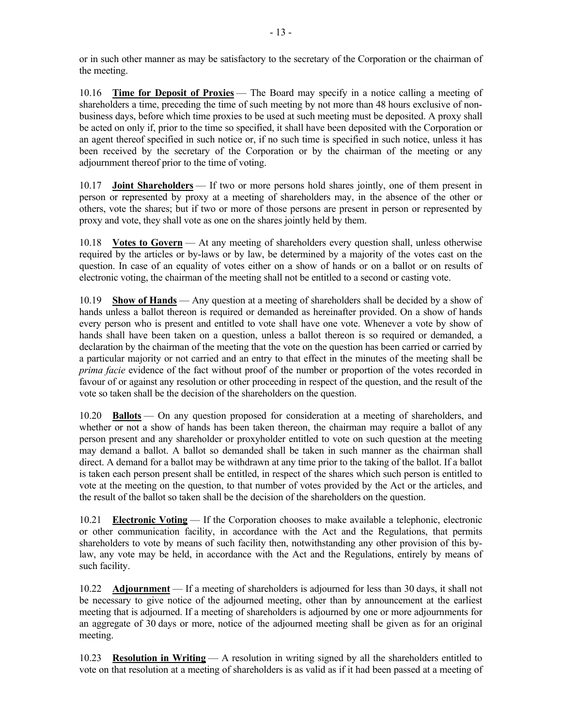or in such other manner as may be satisfactory to the secretary of the Corporation or the chairman of the meeting.

10.16 **Time for Deposit of Proxies** — The Board may specify in a notice calling a meeting of shareholders a time, preceding the time of such meeting by not more than 48 hours exclusive of non-business days, before which time proxies to be used at such meeting must be deposited. A proxy shall be acted on only if, prior to the time so specified, it shall have been deposited with the Corporation or an agent thereof specified in such notice or, if no such time is specified in such notice, unless it has been received by the secretary of the Corporation or by the chairman of the meeting or any adjournment thereof prior to the time of voting.

10.17 **Joint Shareholders** — If two or more persons hold shares jointly, one of them present in person or represented by proxy at a meeting of shareholders may, in the absence of the other or others, vote the shares; but if two or more of those persons are present in person or represented by proxy and vote, they shall vote as one on the shares jointly held by them.

10.18 **Votes to Govern** — At any meeting of shareholders every question shall, unless otherwise required by the articles or by-laws or by law, be determined by a majority of the votes cast on the question. In case of an equality of votes either on a show of hands or on a ballot or on results of electronic voting, the chairman of the meeting shall not be entitled to a second or casting vote.

10.19 **Show of Hands** — Any question at a meeting of shareholders shall be decided by a show of hands unless a ballot thereon is required or demanded as hereinafter provided. On a show of hands every person who is present and entitled to vote shall have one vote. Whenever a vote by show of hands shall have been taken on a question, unless a ballot thereon is so required or demanded, a declaration by the chairman of the meeting that the vote on the question has been carried or carried by a particular majority or not carried and an entry to that effect in the minutes of the meeting shall be *prima facie* evidence of the fact without proof of the number or proportion of the votes recorded in favour of or against any resolution or other proceeding in respect of the question, and the result of the vote so taken shall be the decision of the shareholders on the question.

10.20 **Ballots** — On any question proposed for consideration at a meeting of shareholders, and whether or not a show of hands has been taken thereon, the chairman may require a ballot of any person present and any shareholder or proxyholder entitled to vote on such question at the meeting may demand a ballot. A ballot so demanded shall be taken in such manner as the chairman shall direct. A demand for a ballot may be withdrawn at any time prior to the taking of the ballot. If a ballot is taken each person present shall be entitled, in respect of the shares which such person is entitled to vote at the meeting on the question, to that number of votes provided by the Act or the articles, and the result of the ballot so taken shall be the decision of the shareholders on the question.

10.21 **Electronic Voting** — If the Corporation chooses to make available a telephonic, electronic or other communication facility, in accordance with the Act and the Regulations, that permits shareholders to vote by means of such facility then, notwithstanding any other provision of this by-law, any vote may be held, in accordance with the Act and the Regulations, entirely by means of such facility.

10.22 **Adjournment** — If a meeting of shareholders is adjourned for less than 30 days, it shall not be necessary to give notice of the adjourned meeting, other than by announcement at the earliest meeting that is adjourned. If a meeting of shareholders is adjourned by one or more adjournments for an aggregate of 30 days or more, notice of the adjourned meeting shall be given as for an original meeting.

10.23 **Resolution in Writing** — A resolution in writing signed by all the shareholders entitled to vote on that resolution at a meeting of shareholders is as valid as if it had been passed at a meeting of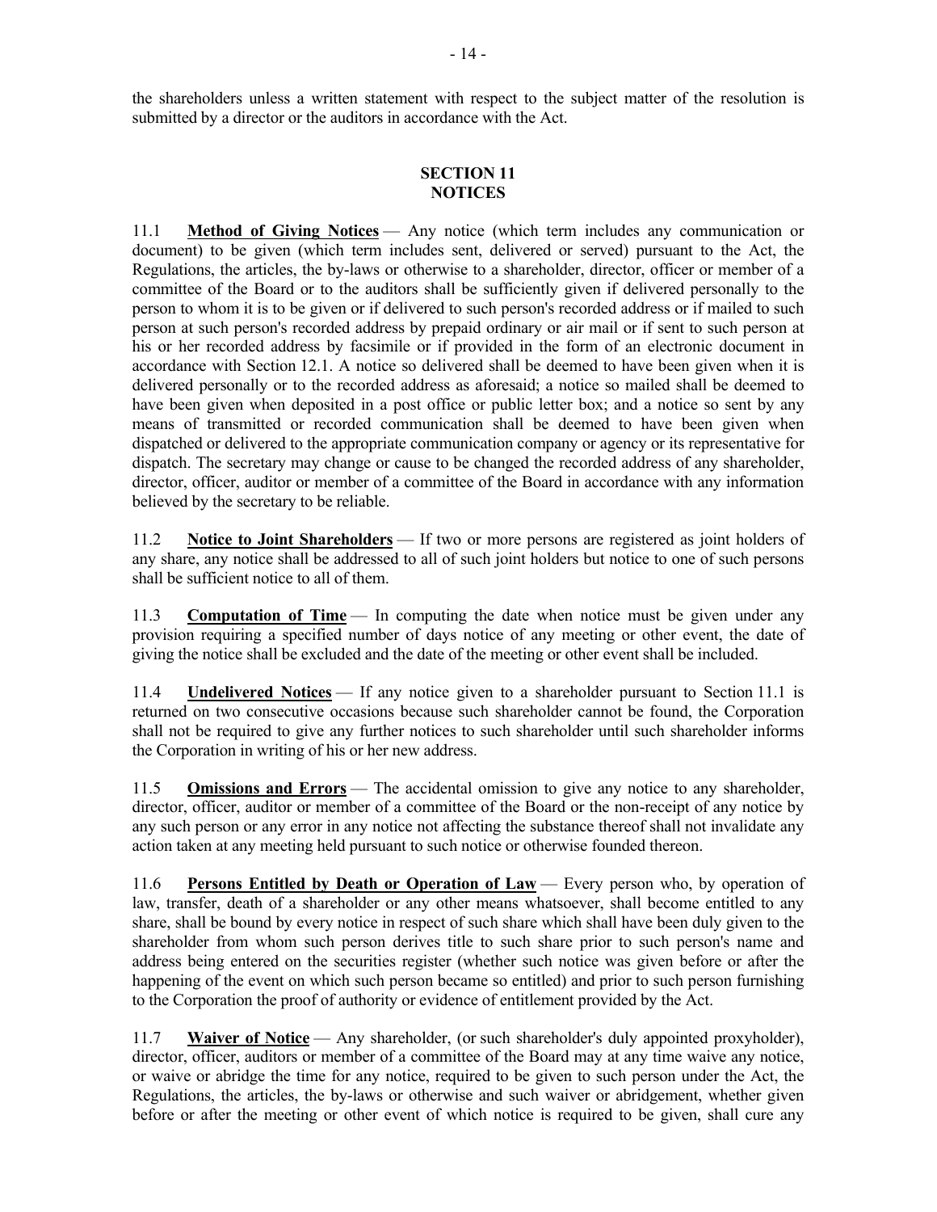the shareholders unless a written statement with respect to the subject matter of the resolution is submitted by a director or the auditors in accordance with the Act.

## SECTION 11
## NOTICES

11.1 **Method of Giving Notices** — Any notice (which term includes any communication or document) to be given (which term includes sent, delivered or served) pursuant to the Act, the Regulations, the articles, the by-laws or otherwise to a shareholder, director, officer or member of a committee of the Board or to the auditors shall be sufficiently given if delivered personally to the person to whom it is to be given or if delivered to such person's recorded address or if mailed to such person at such person's recorded address by prepaid ordinary or air mail or if sent to such person at his or her recorded address by facsimile or if provided in the form of an electronic document in accordance with Section 12.1. A notice so delivered shall be deemed to have been given when it is delivered personally or to the recorded address as aforesaid; a notice so mailed shall be deemed to have been given when deposited in a post office or public letter box; and a notice so sent by any means of transmitted or recorded communication shall be deemed to have been given when dispatched or delivered to the appropriate communication company or agency or its representative for dispatch. The secretary may change or cause to be changed the recorded address of any shareholder, director, officer, auditor or member of a committee of the Board in accordance with any information believed by the secretary to be reliable.

11.2 **Notice to Joint Shareholders** — If two or more persons are registered as joint holders of any share, any notice shall be addressed to all of such joint holders but notice to one of such persons shall be sufficient notice to all of them.

11.3 **Computation of Time** — In computing the date when notice must be given under any provision requiring a specified number of days notice of any meeting or other event, the date of giving the notice shall be excluded and the date of the meeting or other event shall be included.

11.4 **Undelivered Notices** — If any notice given to a shareholder pursuant to Section 11.1 is returned on two consecutive occasions because such shareholder cannot be found, the Corporation shall not be required to give any further notices to such shareholder until such shareholder informs the Corporation in writing of his or her new address.

11.5 **Omissions and Errors** — The accidental omission to give any notice to any shareholder, director, officer, auditor or member of a committee of the Board or the non-receipt of any notice by any such person or any error in any notice not affecting the substance thereof shall not invalidate any action taken at any meeting held pursuant to such notice or otherwise founded thereon.

11.6 **Persons Entitled by Death or Operation of Law** — Every person who, by operation of law, transfer, death of a shareholder or any other means whatsoever, shall become entitled to any share, shall be bound by every notice in respect of such share which shall have been duly given to the shareholder from whom such person derives title to such share prior to such person's name and address being entered on the securities register (whether such notice was given before or after the happening of the event on which such person became so entitled) and prior to such person furnishing to the Corporation the proof of authority or evidence of entitlement provided by the Act.

11.7 **Waiver of Notice** — Any shareholder, (or such shareholder's duly appointed proxyholder), director, officer, auditors or member of a committee of the Board may at any time waive any notice, or waive or abridge the time for any notice, required to be given to such person under the Act, the Regulations, the articles, the by-laws or otherwise and such waiver or abridgement, whether given before or after the meeting or other event of which notice is required to be given, shall cure any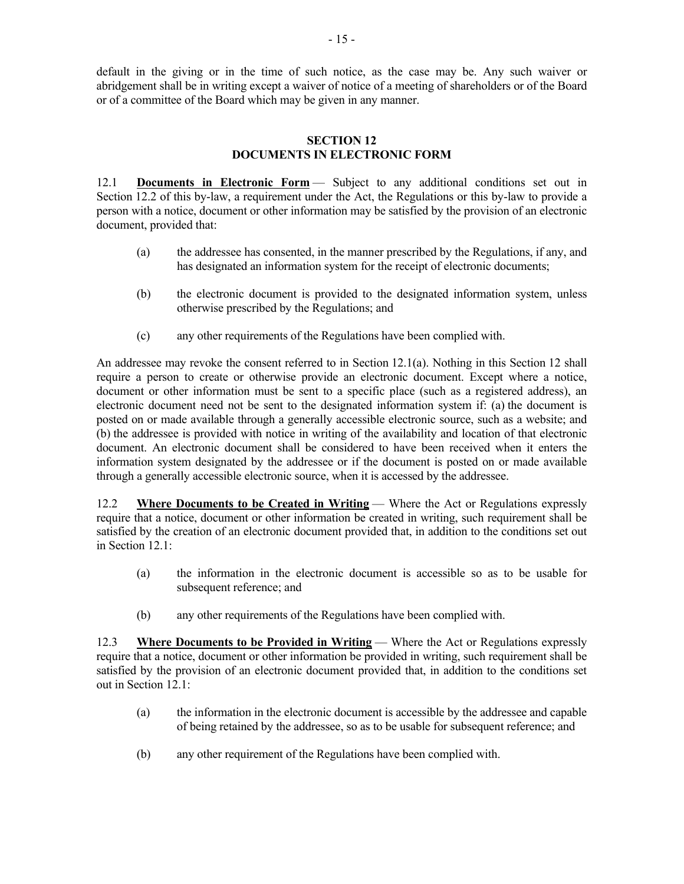default in the giving or in the time of such notice, as the case may be. Any such waiver or abridgement shall be in writing except a waiver of notice of a meeting of shareholders or of the Board or of a committee of the Board which may be given in any manner.

## SECTION 12
## DOCUMENTS IN ELECTRONIC FORM

12.1 **Documents in Electronic Form** — Subject to any additional conditions set out in Section 12.2 of this by-law, a requirement under the Act, the Regulations or this by-law to provide a person with a notice, document or other information may be satisfied by the provision of an electronic document, provided that:

(a) the addressee has consented, in the manner prescribed by the Regulations, if any, and has designated an information system for the receipt of electronic documents;

(b) the electronic document is provided to the designated information system, unless otherwise prescribed by the Regulations; and

(c) any other requirements of the Regulations have been complied with.

An addressee may revoke the consent referred to in Section 12.1(a). Nothing in this Section 12 shall require a person to create or otherwise provide an electronic document. Except where a notice, document or other information must be sent to a specific place (such as a registered address), an electronic document need not be sent to the designated information system if: (a) the document is posted on or made available through a generally accessible electronic source, such as a website; and (b) the addressee is provided with notice in writing of the availability and location of that electronic document. An electronic document shall be considered to have been received when it enters the information system designated by the addressee or if the document is posted on or made available through a generally accessible electronic source, when it is accessed by the addressee.

12.2 **Where Documents to be Created in Writing** — Where the Act or Regulations expressly require that a notice, document or other information be created in writing, such requirement shall be satisfied by the creation of an electronic document provided that, in addition to the conditions set out in Section 12.1:

(a) the information in the electronic document is accessible so as to be usable for subsequent reference; and

(b) any other requirements of the Regulations have been complied with.

12.3 **Where Documents to be Provided in Writing** — Where the Act or Regulations expressly require that a notice, document or other information be provided in writing, such requirement shall be satisfied by the provision of an electronic document provided that, in addition to the conditions set out in Section 12.1:

(a) the information in the electronic document is accessible by the addressee and capable of being retained by the addressee, so as to be usable for subsequent reference; and

(b) any other requirement of the Regulations have been complied with.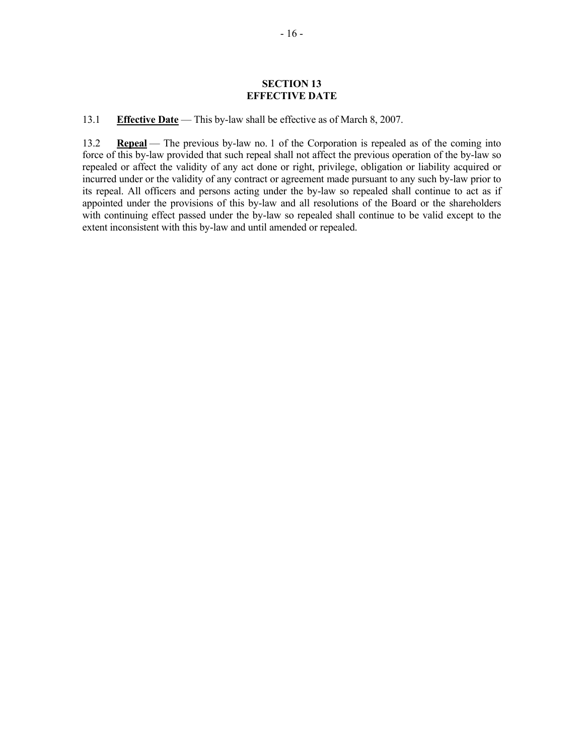## SECTION 13
## EFFECTIVE DATE

13.1 **Effective Date** — This by-law shall be effective as of March 8, 2007.

13.2 **Repeal** — The previous by-law no. 1 of the Corporation is repealed as of the coming into force of this by-law provided that such repeal shall not affect the previous operation of the by-law so repealed or affect the validity of any act done or right, privilege, obligation or liability acquired or incurred under or the validity of any contract or agreement made pursuant to any such by-law prior to its repeal. All officers and persons acting under the by-law so repealed shall continue to act as if appointed under the provisions of this by-law and all resolutions of the Board or the shareholders with continuing effect passed under the by-law so repealed shall continue to be valid except to the extent inconsistent with this by-law and until amended or repealed.